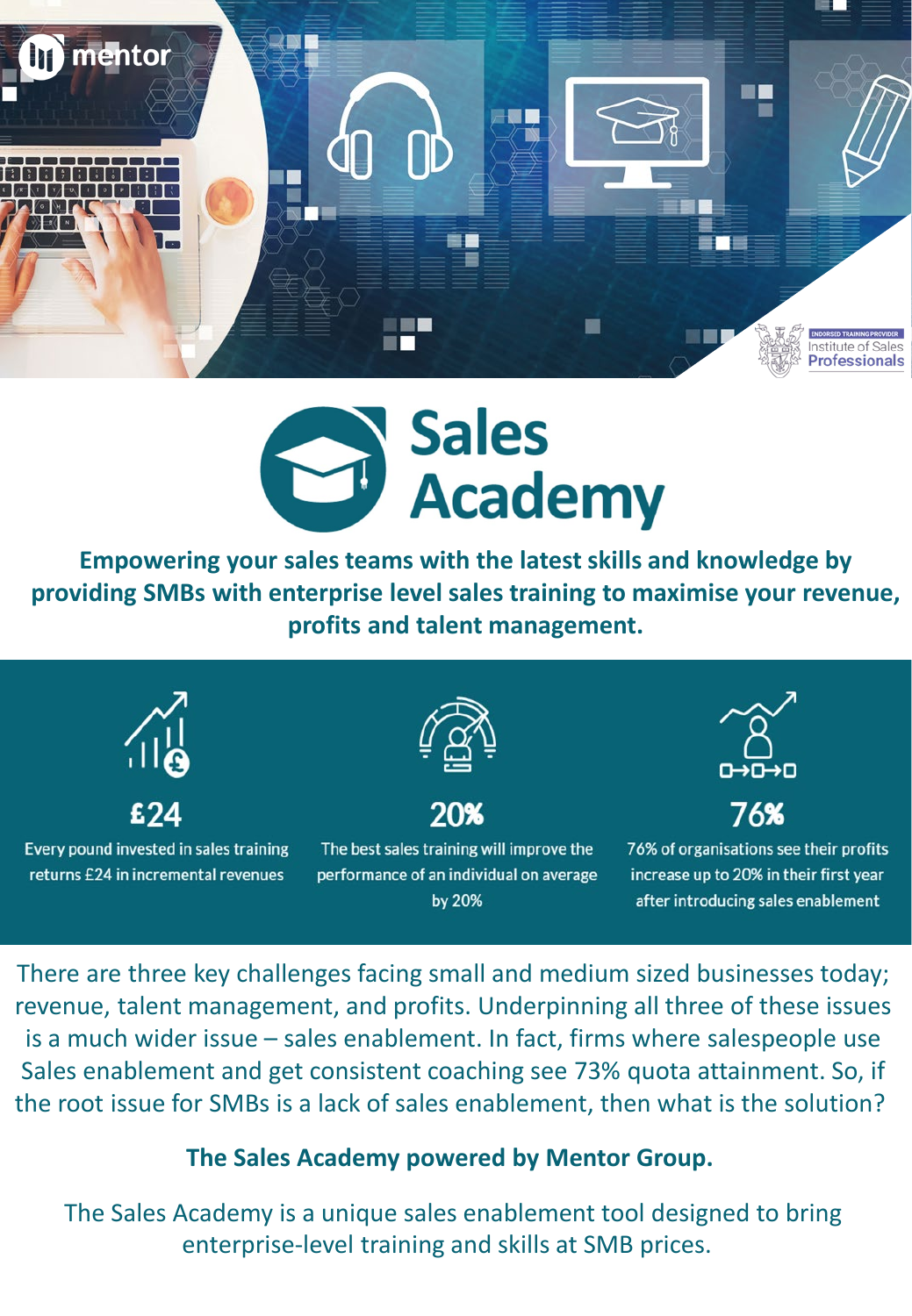mentor

ENDORSED TRAINING PROVIDER
Institute of Sales Professionals

# Sales Academy

**Empowering your sales teams with the latest skills and knowledge by providing SMBs with enterprise level sales training to maximise your revenue, profits and talent management.**

**£24**
Every pound invested in sales training returns £24 in incremental revenues

**20%**
The best sales training will improve the performance of an individual on average by 20%

**76%**
76% of organisations see their profits increase up to 20% in their first year after introducing sales enablement

There are three key challenges facing small and medium sized businesses today; revenue, talent management, and profits. Underpinning all three of these issues is a much wider issue – sales enablement. In fact, firms where salespeople use Sales enablement and get consistent coaching see 73% quota attainment. So, if the root issue for SMBs is a lack of sales enablement, then what is the solution?

**The Sales Academy powered by Mentor Group.**

The Sales Academy is a unique sales enablement tool designed to bring enterprise-level training and skills at SMB prices.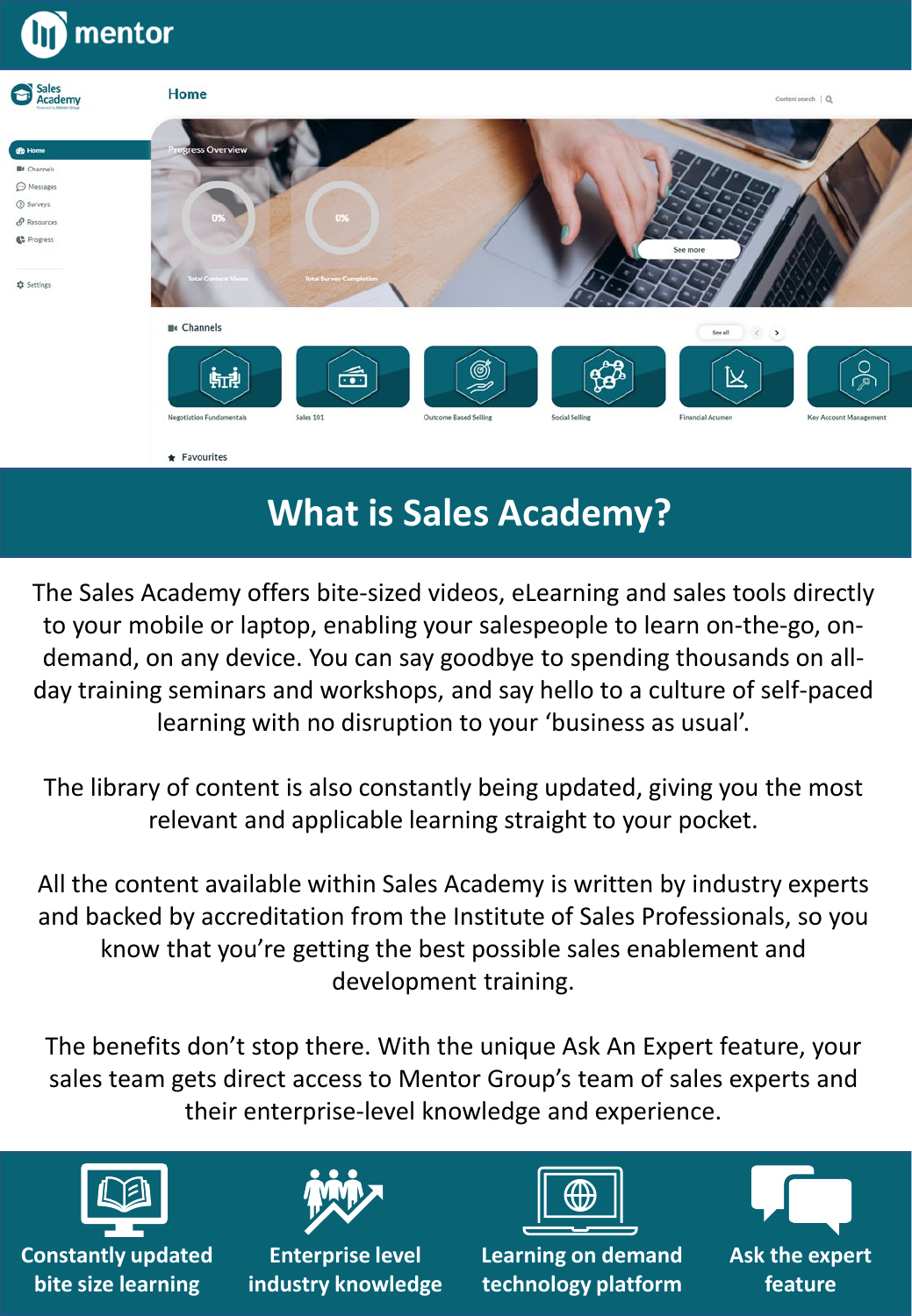# What is Sales Academy?

The Sales Academy offers bite-sized videos, eLearning and sales tools directly to your mobile or laptop, enabling your salespeople to learn on-the-go, on-demand, on any device. You can say goodbye to spending thousands on all-day training seminars and workshops, and say hello to a culture of self-paced learning with no disruption to your 'business as usual'.

The library of content is also constantly being updated, giving you the most relevant and applicable learning straight to your pocket.

All the content available within Sales Academy is written by industry experts and backed by accreditation from the Institute of Sales Professionals, so you know that you're getting the best possible sales enablement and development training.

The benefits don't stop there. With the unique Ask An Expert feature, your sales team gets direct access to Mentor Group's team of sales experts and their enterprise-level knowledge and experience.

**Constantly updated bite size learning**

**Enterprise level industry knowledge**

**Learning on demand technology platform**

**Ask the expert feature**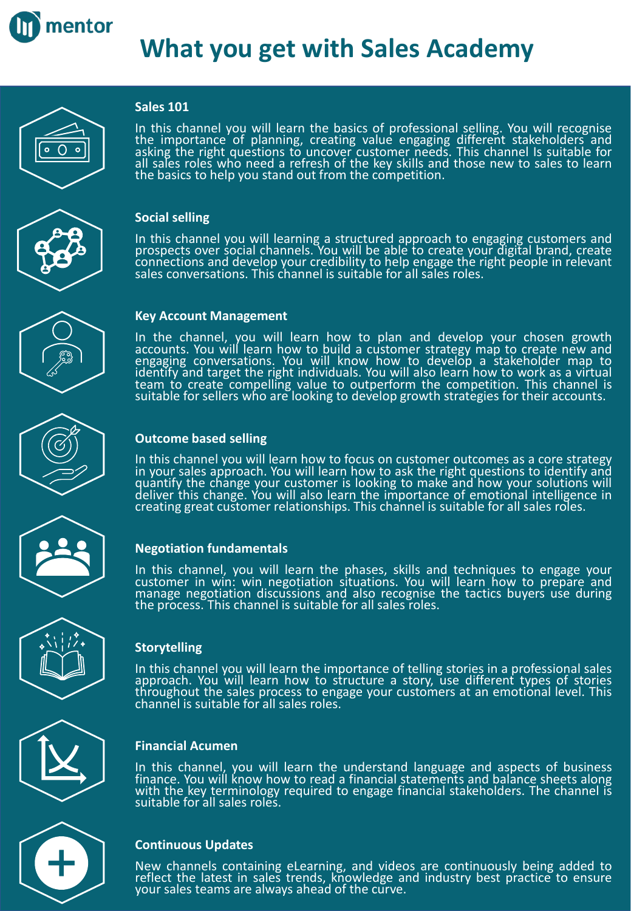mentor

# What you get with Sales Academy

### Sales 101

In this channel you will learn the basics of professional selling. You will recognise the importance of planning, creating value engaging different stakeholders and asking the right questions to uncover customer needs. This channel Is suitable for all sales roles who need a refresh of the key skills and those new to sales to learn the basics to help you stand out from the competition.

### Social selling

In this channel you will learning a structured approach to engaging customers and prospects over social channels. You will be able to create your digital brand, create connections and develop your credibility to help engage the right people in relevant sales conversations. This channel is suitable for all sales roles.

### Key Account Management

In the channel, you will learn how to plan and develop your chosen growth accounts. You will learn how to build a customer strategy map to create new and engaging conversations. You will know how to develop a stakeholder map to identify and target the right individuals. You will also learn how to work as a virtual team to create compelling value to outperform the competition. This channel is suitable for sellers who are looking to develop growth strategies for their accounts.

### Outcome based selling

In this channel you will learn how to focus on customer outcomes as a core strategy in your sales approach. You will learn how to ask the right questions to identify and quantify the change your customer is looking to make and how your solutions will deliver this change. You will also learn the importance of emotional intelligence in creating great customer relationships. This channel is suitable for all sales roles.

### Negotiation fundamentals

In this channel, you will learn the phases, skills and techniques to engage your customer in win: win negotiation situations. You will learn how to prepare and manage negotiation discussions and also recognise the tactics buyers use during the process. This channel is suitable for all sales roles.

### Storytelling

In this channel you will learn the importance of telling stories in a professional sales approach. You will learn how to structure a story, use different types of stories throughout the sales process to engage your customers at an emotional level. This channel is suitable for all sales roles.

### Financial Acumen

In this channel, you will learn the understand language and aspects of business finance. You will know how to read a financial statements and balance sheets along with the key terminology required to engage financial stakeholders. The channel is suitable for all sales roles.

### Continuous Updates

New channels containing eLearning, and videos are continuously being added to reflect the latest in sales trends, knowledge and industry best practice to ensure your sales teams are always ahead of the curve.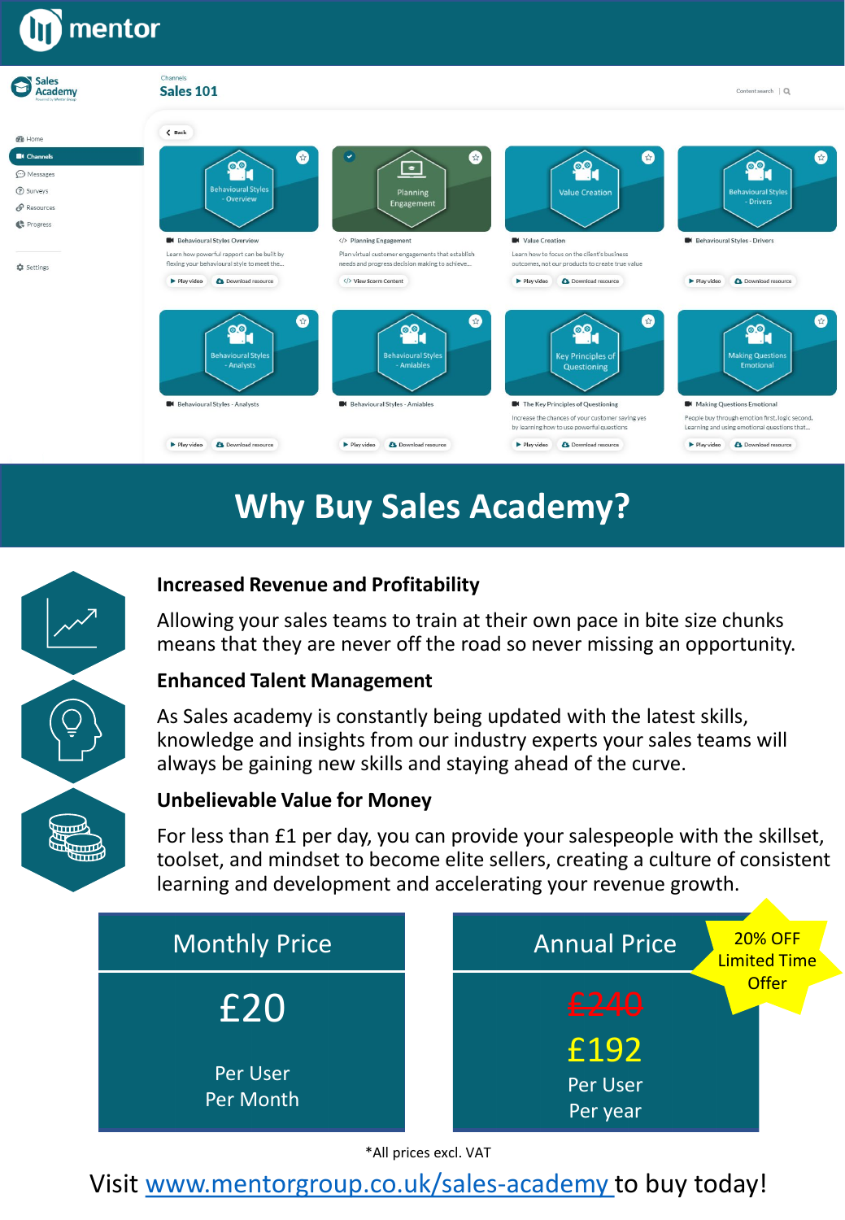mentor

Sales Academy

Channels

Sales 101

Content search

- Home
- Channels
- Messages
- Surveys
- Resources
- Progress
- Settings

Back

Behavioural Styles - Overview
Behavioural Styles Overview
Learn how powerful rapport can be built by flexing your behavioural style to meet the...
Play video | Download resource

Planning Engagement
Planning Engagement
Plan virtual customer engagements that establish needs and progress decision making to achieve...
View Scorm Content

Value Creation
Value Creation
Learn how to focus on the client's business outcomes, not our products to create true value
Play video | Download resource

Behavioural Styles - Drivers
Behavioural Styles - Drivers
Play video | Download resource

Behavioural Styles - Analysts
Behavioural Styles - Analysts
Play video | Download resource

Behavioural Styles - Amiables
Behavioural Styles - Amiables
Play video | Download resource

Key Principles of Questioning
The Key Principles of Questioning
Increase the chances of your customer saying yes by learning how to use powerful questions
Play video | Download resource

Making Questions Emotional
Making Questions Emotional
People buy through emotion first, logic second. Learning and using emotional questions that...
Play video | Download resource

# Why Buy Sales Academy?

### Increased Revenue and Profitability

Allowing your sales teams to train at their own pace in bite size chunks means that they are never off the road so never missing an opportunity.

### Enhanced Talent Management

As Sales academy is constantly being updated with the latest skills, knowledge and insights from our industry experts your sales teams will always be gaining new skills and staying ahead of the curve.

### Unbelievable Value for Money

For less than £1 per day, you can provide your salespeople with the skillset, toolset, and mindset to become elite sellers, creating a culture of consistent learning and development and accelerating your revenue growth.

| Monthly Price | Annual Price |
|---|---|
| £20<br>Per User<br>Per Month | ~~£240~~<br>£192<br>Per User<br>Per year |

20% OFF Limited Time Offer

*All prices excl. VAT

Visit www.mentorgroup.co.uk/sales-academy to buy today!